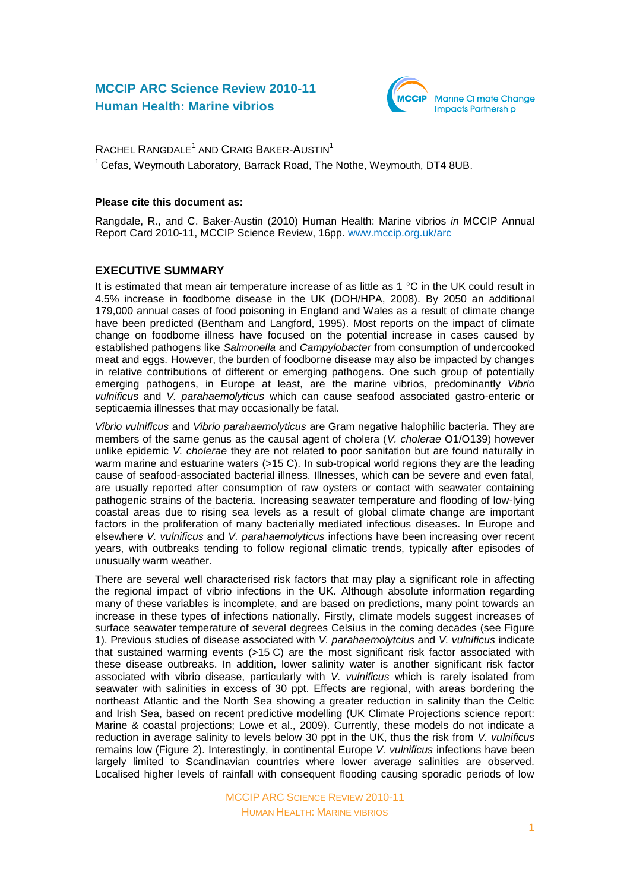# MCCIP ARC Science Review 2010-11
# Human Health: Marine vibrios

RACHEL RANGDALE[1] AND CRAIG BAKER-AUSTIN[1]

[1] Cefas, Weymouth Laboratory, Barrack Road, The Nothe, Weymouth, DT4 8UB.

**Please cite this document as:**

Rangdale, R., and C. Baker-Austin (2010) Human Health: Marine vibrios *in* MCCIP Annual Report Card 2010-11, MCCIP Science Review, 16pp. www.mccip.org.uk/arc

## EXECUTIVE SUMMARY

It is estimated that mean air temperature increase of as little as 1 °C in the UK could result in 4.5% increase in foodborne disease in the UK (DOH/HPA, 2008). By 2050 an additional 179,000 annual cases of food poisoning in England and Wales as a result of climate change have been predicted (Bentham and Langford, 1995). Most reports on the impact of climate change on foodborne illness have focused on the potential increase in cases caused by established pathogens like *Salmonella* and *Campylobacter* from consumption of undercooked meat and eggs. However, the burden of foodborne disease may also be impacted by changes in relative contributions of different or emerging pathogens. One such group of potentially emerging pathogens, in Europe at least, are the marine vibrios, predominantly *Vibrio vulnificus* and *V. parahaemolyticus* which can cause seafood associated gastro-enteric or septicaemia illnesses that may occasionally be fatal.

*Vibrio vulnificus* and *Vibrio parahaemolyticus* are Gram negative halophilic bacteria. They are members of the same genus as the causal agent of cholera (*V. cholerae* O1/O139) however unlike epidemic *V. cholerae* they are not related to poor sanitation but are found naturally in warm marine and estuarine waters (>15 C). In sub-tropical world regions they are the leading cause of seafood-associated bacterial illness. Illnesses, which can be severe and even fatal, are usually reported after consumption of raw oysters or contact with seawater containing pathogenic strains of the bacteria. Increasing seawater temperature and flooding of low-lying coastal areas due to rising sea levels as a result of global climate change are important factors in the proliferation of many bacterially mediated infectious diseases. In Europe and elsewhere *V. vulnificus* and *V. parahaemolyticus* infections have been increasing over recent years, with outbreaks tending to follow regional climatic trends, typically after episodes of unusually warm weather.

There are several well characterised risk factors that may play a significant role in affecting the regional impact of vibrio infections in the UK. Although absolute information regarding many of these variables is incomplete, and are based on predictions, many point towards an increase in these types of infections nationally. Firstly, climate models suggest increases of surface seawater temperature of several degrees Celsius in the coming decades (see Figure 1). Previous studies of disease associated with *V. parahaemolytcius* and *V. vulnificus* indicate that sustained warming events (>15 C) are the most significant risk factor associated with these disease outbreaks. In addition, lower salinity water is another significant risk factor associated with vibrio disease, particularly with *V. vulnificus* which is rarely isolated from seawater with salinities in excess of 30 ppt. Effects are regional, with areas bordering the northeast Atlantic and the North Sea showing a greater reduction in salinity than the Celtic and Irish Sea, based on recent predictive modelling (UK Climate Projections science report: Marine & coastal projections; Lowe et al., 2009). Currently, these models do not indicate a reduction in average salinity to levels below 30 ppt in the UK, thus the risk from *V. vulnificus* remains low (Figure 2). Interestingly, in continental Europe *V. vulnificus* infections have been largely limited to Scandinavian countries where lower average salinities are observed. Localised higher levels of rainfall with consequent flooding causing sporadic periods of low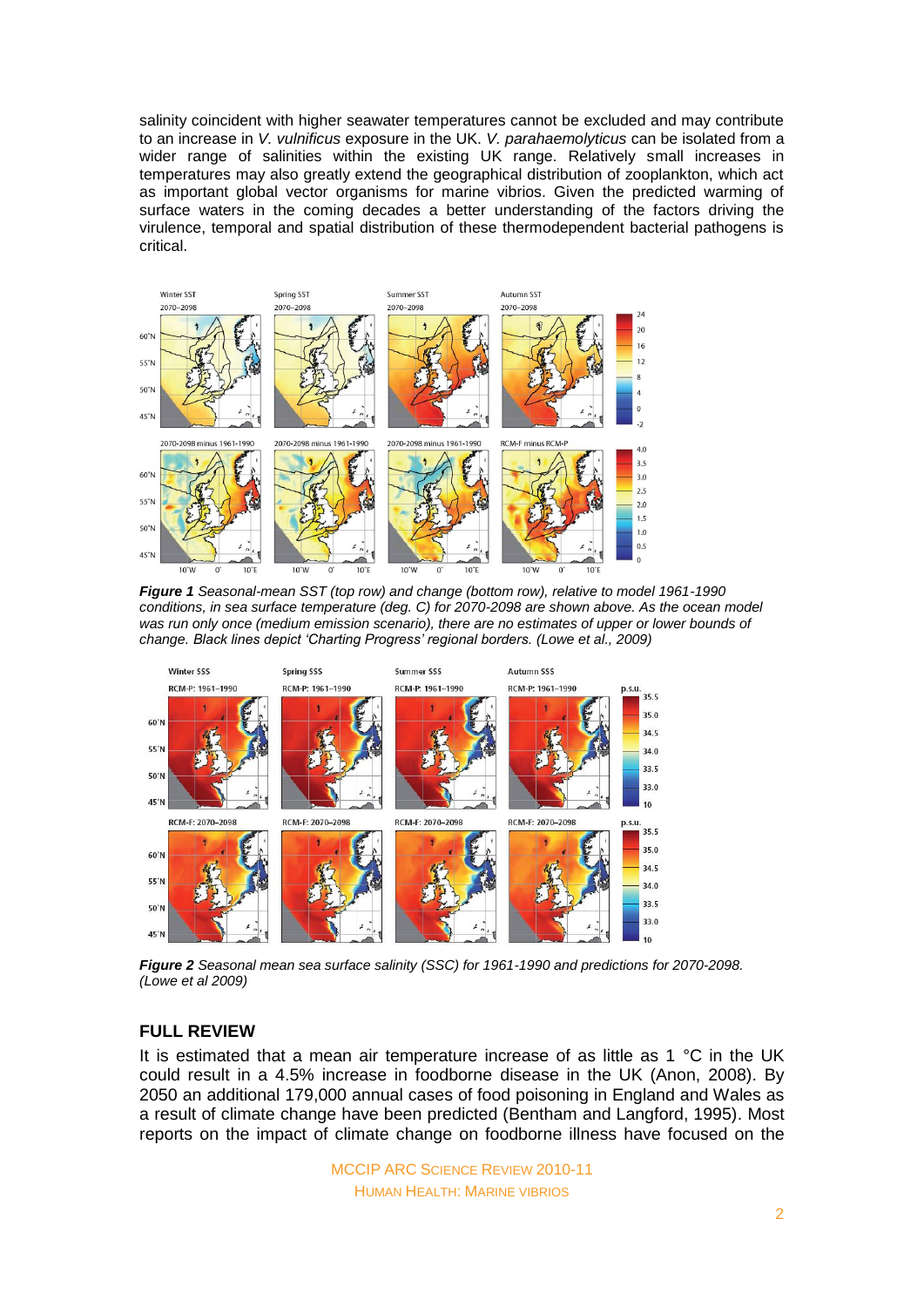salinity coincident with higher seawater temperatures cannot be excluded and may contribute to an increase in *V. vulnificus* exposure in the UK. *V. parahaemolyticus* can be isolated from a wider range of salinities within the existing UK range. Relatively small increases in temperatures may also greatly extend the geographical distribution of zooplankton, which act as important global vector organisms for marine vibrios. Given the predicted warming of surface waters in the coming decades a better understanding of the factors driving the virulence, temporal and spatial distribution of these thermodependent bacterial pathogens is critical.

***Figure 1*** *Seasonal-mean SST (top row) and change (bottom row), relative to model 1961-1990 conditions, in sea surface temperature (deg. C) for 2070-2098 are shown above. As the ocean model was run only once (medium emission scenario), there are no estimates of upper or lower bounds of change. Black lines depict 'Charting Progress' regional borders. (Lowe et al., 2009)*

***Figure 2*** *Seasonal mean sea surface salinity (SSC) for 1961-1990 and predictions for 2070-2098. (Lowe et al 2009)*

## FULL REVIEW

It is estimated that a mean air temperature increase of as little as 1 °C in the UK could result in a 4.5% increase in foodborne disease in the UK (Anon, 2008). By 2050 an additional 179,000 annual cases of food poisoning in England and Wales as a result of climate change have been predicted (Bentham and Langford, 1995). Most reports on the impact of climate change on foodborne illness have focused on the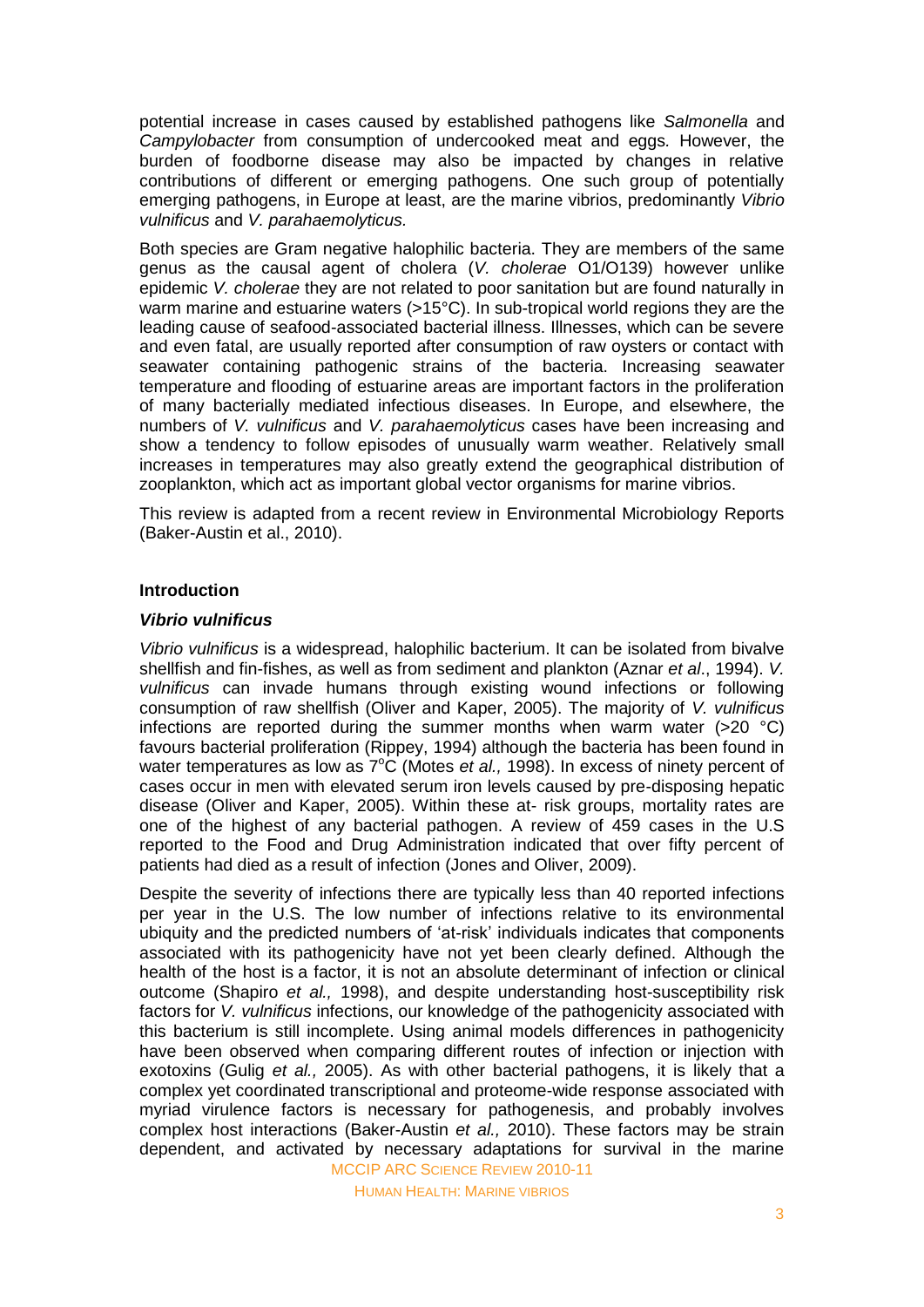potential increase in cases caused by established pathogens like *Salmonella* and *Campylobacter* from consumption of undercooked meat and eggs. However, the burden of foodborne disease may also be impacted by changes in relative contributions of different or emerging pathogens. One such group of potentially emerging pathogens, in Europe at least, are the marine vibrios, predominantly *Vibrio vulnificus* and *V. parahaemolyticus.*

Both species are Gram negative halophilic bacteria. They are members of the same genus as the causal agent of cholera (*V. cholerae* O1/O139) however unlike epidemic *V. cholerae* they are not related to poor sanitation but are found naturally in warm marine and estuarine waters (>15°C). In sub-tropical world regions they are the leading cause of seafood-associated bacterial illness. Illnesses, which can be severe and even fatal, are usually reported after consumption of raw oysters or contact with seawater containing pathogenic strains of the bacteria. Increasing seawater temperature and flooding of estuarine areas are important factors in the proliferation of many bacterially mediated infectious diseases. In Europe, and elsewhere, the numbers of *V. vulnificus* and *V. parahaemolyticus* cases have been increasing and show a tendency to follow episodes of unusually warm weather. Relatively small increases in temperatures may also greatly extend the geographical distribution of zooplankton, which act as important global vector organisms for marine vibrios.

This review is adapted from a recent review in Environmental Microbiology Reports (Baker-Austin et al., 2010).

## Introduction

### *Vibrio vulnificus*

*Vibrio vulnificus* is a widespread, halophilic bacterium. It can be isolated from bivalve shellfish and fin-fishes, as well as from sediment and plankton (Aznar *et al*., 1994). *V. vulnificus* can invade humans through existing wound infections or following consumption of raw shellfish (Oliver and Kaper, 2005). The majority of *V. vulnificus* infections are reported during the summer months when warm water (>20 °C) favours bacterial proliferation (Rippey, 1994) although the bacteria has been found in water temperatures as low as 7°C (Motes *et al.,* 1998). In excess of ninety percent of cases occur in men with elevated serum iron levels caused by pre-disposing hepatic disease (Oliver and Kaper, 2005). Within these at- risk groups, mortality rates are one of the highest of any bacterial pathogen. A review of 459 cases in the U.S reported to the Food and Drug Administration indicated that over fifty percent of patients had died as a result of infection (Jones and Oliver, 2009).

Despite the severity of infections there are typically less than 40 reported infections per year in the U.S. The low number of infections relative to its environmental ubiquity and the predicted numbers of 'at-risk' individuals indicates that components associated with its pathogenicity have not yet been clearly defined. Although the health of the host is a factor, it is not an absolute determinant of infection or clinical outcome (Shapiro *et al.,* 1998), and despite understanding host-susceptibility risk factors for *V. vulnificus* infections, our knowledge of the pathogenicity associated with this bacterium is still incomplete. Using animal models differences in pathogenicity have been observed when comparing different routes of infection or injection with exotoxins (Gulig *et al.,* 2005). As with other bacterial pathogens, it is likely that a complex yet coordinated transcriptional and proteome-wide response associated with myriad virulence factors is necessary for pathogenesis, and probably involves complex host interactions (Baker-Austin *et al.,* 2010). These factors may be strain dependent, and activated by necessary adaptations for survival in the marine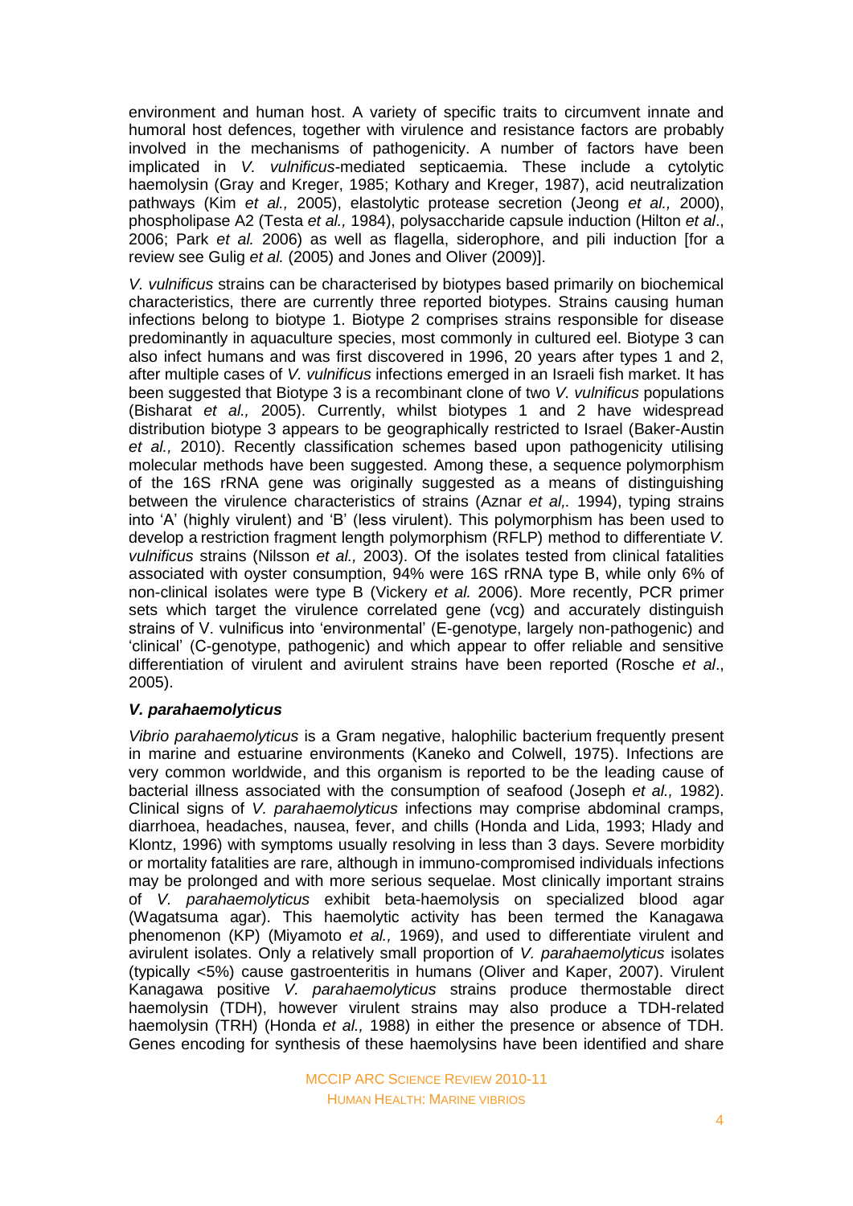environment and human host. A variety of specific traits to circumvent innate and humoral host defences, together with virulence and resistance factors are probably involved in the mechanisms of pathogenicity. A number of factors have been implicated in *V. vulnificus*-mediated septicaemia. These include a cytolytic haemolysin (Gray and Kreger, 1985; Kothary and Kreger, 1987), acid neutralization pathways (Kim *et al.,* 2005), elastolytic protease secretion (Jeong *et al.,* 2000), phospholipase A2 (Testa *et al.,* 1984), polysaccharide capsule induction (Hilton *et al*., 2006; Park *et al.* 2006) as well as flagella, siderophore, and pili induction [for a review see Gulig *et al.* (2005) and Jones and Oliver (2009)].

*V. vulnificus* strains can be characterised by biotypes based primarily on biochemical characteristics, there are currently three reported biotypes. Strains causing human infections belong to biotype 1. Biotype 2 comprises strains responsible for disease predominantly in aquaculture species, most commonly in cultured eel. Biotype 3 can also infect humans and was first discovered in 1996, 20 years after types 1 and 2, after multiple cases of *V. vulnificus* infections emerged in an Israeli fish market. It has been suggested that Biotype 3 is a recombinant clone of two *V. vulnificus* populations (Bisharat *et al.,* 2005). Currently, whilst biotypes 1 and 2 have widespread distribution biotype 3 appears to be geographically restricted to Israel (Baker-Austin *et al.,* 2010). Recently classification schemes based upon pathogenicity utilising molecular methods have been suggested. Among these, a sequence polymorphism of the 16S rRNA gene was originally suggested as a means of distinguishing between the virulence characteristics of strains (Aznar *et al,.* 1994), typing strains into 'A' (highly virulent) and 'B' (less virulent). This polymorphism has been used to develop a restriction fragment length polymorphism (RFLP) method to differentiate *V. vulnificus* strains (Nilsson *et al.,* 2003). Of the isolates tested from clinical fatalities associated with oyster consumption, 94% were 16S rRNA type B, while only 6% of non-clinical isolates were type B (Vickery *et al.* 2006). More recently, PCR primer sets which target the virulence correlated gene (vcg) and accurately distinguish strains of V. vulnificus into 'environmental' (E-genotype, largely non-pathogenic) and 'clinical' (C-genotype, pathogenic) and which appear to offer reliable and sensitive differentiation of virulent and avirulent strains have been reported (Rosche *et al*., 2005).

### *V. parahaemolyticus*

*Vibrio parahaemolyticus* is a Gram negative, halophilic bacterium frequently present in marine and estuarine environments (Kaneko and Colwell, 1975). Infections are very common worldwide, and this organism is reported to be the leading cause of bacterial illness associated with the consumption of seafood (Joseph *et al.,* 1982). Clinical signs of *V. parahaemolyticus* infections may comprise abdominal cramps, diarrhoea, headaches, nausea, fever, and chills (Honda and Lida, 1993; Hlady and Klontz, 1996) with symptoms usually resolving in less than 3 days. Severe morbidity or mortality fatalities are rare, although in immuno-compromised individuals infections may be prolonged and with more serious sequelae. Most clinically important strains of *V. parahaemolyticus* exhibit beta-haemolysis on specialized blood agar (Wagatsuma agar). This haemolytic activity has been termed the Kanagawa phenomenon (KP) (Miyamoto *et al.,* 1969), and used to differentiate virulent and avirulent isolates. Only a relatively small proportion of *V. parahaemolyticus* isolates (typically <5%) cause gastroenteritis in humans (Oliver and Kaper, 2007). Virulent Kanagawa positive *V. parahaemolyticus* strains produce thermostable direct haemolysin (TDH), however virulent strains may also produce a TDH-related haemolysin (TRH) (Honda *et al.,* 1988) in either the presence or absence of TDH. Genes encoding for synthesis of these haemolysins have been identified and share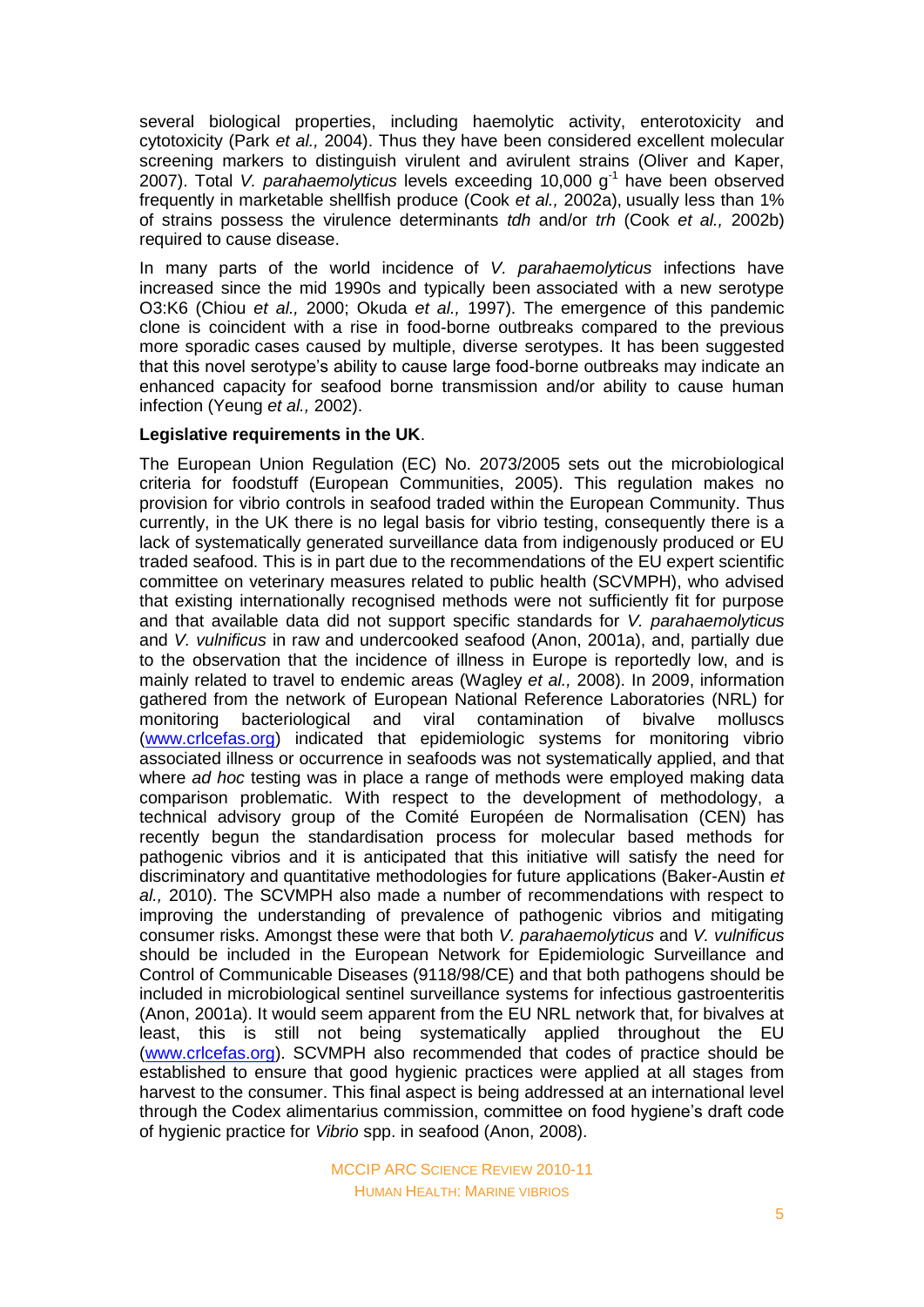several biological properties, including haemolytic activity, enterotoxicity and cytotoxicity (Park *et al.,* 2004). Thus they have been considered excellent molecular screening markers to distinguish virulent and avirulent strains (Oliver and Kaper, 2007). Total *V. parahaemolyticus* levels exceeding 10,000 $g^{-1}$ have been observed frequently in marketable shellfish produce (Cook *et al.,* 2002a), usually less than 1% of strains possess the virulence determinants *tdh* and/or *trh* (Cook *et al.,* 2002b) required to cause disease.

In many parts of the world incidence of *V. parahaemolyticus* infections have increased since the mid 1990s and typically been associated with a new serotype O3:K6 (Chiou *et al.,* 2000; Okuda *et al.,* 1997). The emergence of this pandemic clone is coincident with a rise in food-borne outbreaks compared to the previous more sporadic cases caused by multiple, diverse serotypes. It has been suggested that this novel serotype's ability to cause large food-borne outbreaks may indicate an enhanced capacity for seafood borne transmission and/or ability to cause human infection (Yeung *et al.,* 2002).

**Legislative requirements in the UK**.

The European Union Regulation (EC) No. 2073/2005 sets out the microbiological criteria for foodstuff (European Communities, 2005). This regulation makes no provision for vibrio controls in seafood traded within the European Community. Thus currently, in the UK there is no legal basis for vibrio testing, consequently there is a lack of systematically generated surveillance data from indigenously produced or EU traded seafood. This is in part due to the recommendations of the EU expert scientific committee on veterinary measures related to public health (SCVMPH), who advised that existing internationally recognised methods were not sufficiently fit for purpose and that available data did not support specific standards for *V. parahaemolyticus* and *V. vulnificus* in raw and undercooked seafood (Anon, 2001a), and, partially due to the observation that the incidence of illness in Europe is reportedly low, and is mainly related to travel to endemic areas (Wagley *et al.,* 2008). In 2009, information gathered from the network of European National Reference Laboratories (NRL) for monitoring bacteriological and viral contamination of bivalve molluscs (www.crlcefas.org) indicated that epidemiologic systems for monitoring vibrio associated illness or occurrence in seafoods was not systematically applied, and that where *ad hoc* testing was in place a range of methods were employed making data comparison problematic. With respect to the development of methodology, a technical advisory group of the Comité Européen de Normalisation (CEN) has recently begun the standardisation process for molecular based methods for pathogenic vibrios and it is anticipated that this initiative will satisfy the need for discriminatory and quantitative methodologies for future applications (Baker-Austin *et al.,* 2010). The SCVMPH also made a number of recommendations with respect to improving the understanding of prevalence of pathogenic vibrios and mitigating consumer risks. Amongst these were that both *V. parahaemolyticus* and *V. vulnificus* should be included in the European Network for Epidemiologic Surveillance and Control of Communicable Diseases (9118/98/CE) and that both pathogens should be included in microbiological sentinel surveillance systems for infectious gastroenteritis (Anon, 2001a). It would seem apparent from the EU NRL network that, for bivalves at least, this is still not being systematically applied throughout the EU (www.crlcefas.org). SCVMPH also recommended that codes of practice should be established to ensure that good hygienic practices were applied at all stages from harvest to the consumer. This final aspect is being addressed at an international level through the Codex alimentarius commission, committee on food hygiene's draft code of hygienic practice for *Vibrio* spp. in seafood (Anon, 2008).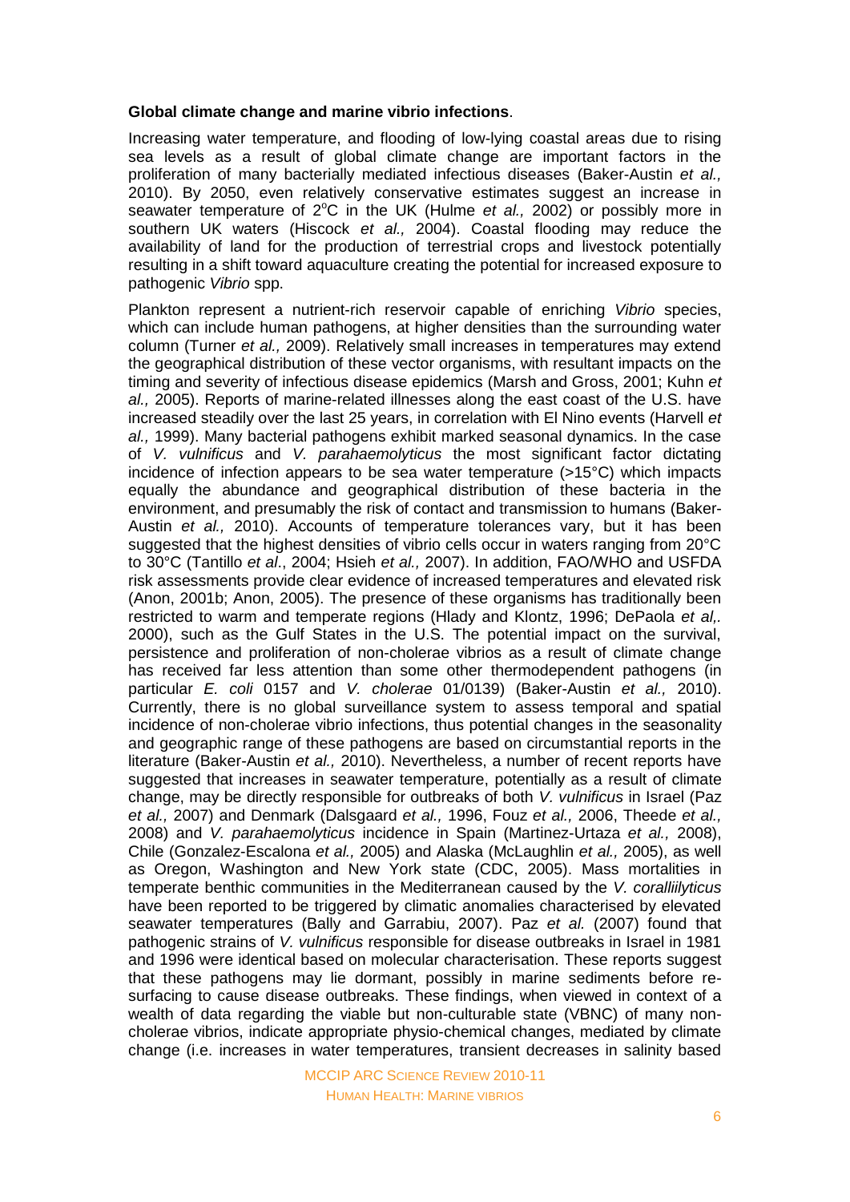**Global climate change and marine vibrio infections**.

Increasing water temperature, and flooding of low-lying coastal areas due to rising sea levels as a result of global climate change are important factors in the proliferation of many bacterially mediated infectious diseases (Baker-Austin *et al.,* 2010). By 2050, even relatively conservative estimates suggest an increase in seawater temperature of 2$^{o}$C in the UK (Hulme *et al.,* 2002) or possibly more in southern UK waters (Hiscock *et al.,* 2004). Coastal flooding may reduce the availability of land for the production of terrestrial crops and livestock potentially resulting in a shift toward aquaculture creating the potential for increased exposure to pathogenic *Vibrio* spp.

Plankton represent a nutrient-rich reservoir capable of enriching *Vibrio* species, which can include human pathogens, at higher densities than the surrounding water column (Turner *et al.,* 2009). Relatively small increases in temperatures may extend the geographical distribution of these vector organisms, with resultant impacts on the timing and severity of infectious disease epidemics (Marsh and Gross, 2001; Kuhn *et al.,* 2005). Reports of marine-related illnesses along the east coast of the U.S. have increased steadily over the last 25 years, in correlation with El Nino events (Harvell *et al.,* 1999). Many bacterial pathogens exhibit marked seasonal dynamics. In the case of *V. vulnificus* and *V. parahaemolyticus* the most significant factor dictating incidence of infection appears to be sea water temperature (>15°C) which impacts equally the abundance and geographical distribution of these bacteria in the environment, and presumably the risk of contact and transmission to humans (Baker-Austin *et al.,* 2010). Accounts of temperature tolerances vary, but it has been suggested that the highest densities of vibrio cells occur in waters ranging from 20°C to 30°C (Tantillo *et al*., 2004; Hsieh *et al.,* 2007). In addition, FAO/WHO and USFDA risk assessments provide clear evidence of increased temperatures and elevated risk (Anon, 2001b; Anon, 2005). The presence of these organisms has traditionally been restricted to warm and temperate regions (Hlady and Klontz, 1996; DePaola *et al,.* 2000), such as the Gulf States in the U.S. The potential impact on the survival, persistence and proliferation of non-cholerae vibrios as a result of climate change has received far less attention than some other thermodependent pathogens (in particular *E. coli* 0157 and *V. cholerae* 01/0139) (Baker-Austin *et al.,* 2010). Currently, there is no global surveillance system to assess temporal and spatial incidence of non-cholerae vibrio infections, thus potential changes in the seasonality and geographic range of these pathogens are based on circumstantial reports in the literature (Baker-Austin *et al.,* 2010). Nevertheless, a number of recent reports have suggested that increases in seawater temperature, potentially as a result of climate change, may be directly responsible for outbreaks of both *V. vulnificus* in Israel (Paz *et al.,* 2007) and Denmark (Dalsgaard *et al.,* 1996, Fouz *et al.,* 2006, Theede *et al.,* 2008) and *V. parahaemolyticus* incidence in Spain (Martinez-Urtaza *et al.,* 2008), Chile (Gonzalez-Escalona *et al.,* 2005) and Alaska (McLaughlin *et al.,* 2005), as well as Oregon, Washington and New York state (CDC, 2005). Mass mortalities in temperate benthic communities in the Mediterranean caused by the *V. coralliilyticus* have been reported to be triggered by climatic anomalies characterised by elevated seawater temperatures (Bally and Garrabiu, 2007). Paz *et al.* (2007) found that pathogenic strains of *V. vulnificus* responsible for disease outbreaks in Israel in 1981 and 1996 were identical based on molecular characterisation. These reports suggest that these pathogens may lie dormant, possibly in marine sediments before re-surfacing to cause disease outbreaks. These findings, when viewed in context of a wealth of data regarding the viable but non-culturable state (VBNC) of many non-cholerae vibrios, indicate appropriate physio-chemical changes, mediated by climate change (i.e. increases in water temperatures, transient decreases in salinity based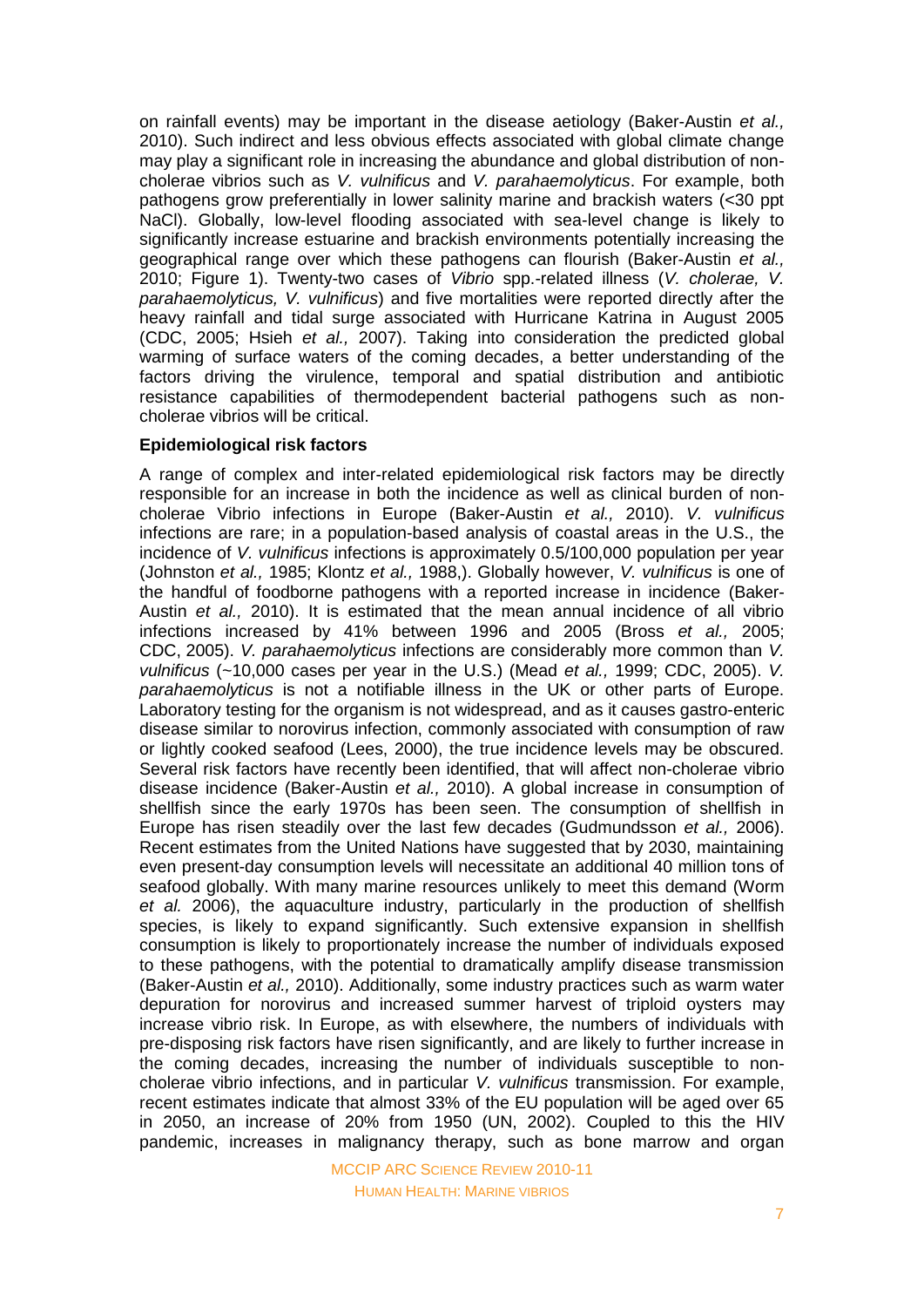on rainfall events) may be important in the disease aetiology (Baker-Austin *et al.,* 2010). Such indirect and less obvious effects associated with global climate change may play a significant role in increasing the abundance and global distribution of non-cholerae vibrios such as *V. vulnificus* and *V. parahaemolyticus*. For example, both pathogens grow preferentially in lower salinity marine and brackish waters (<30 ppt NaCl). Globally, low-level flooding associated with sea-level change is likely to significantly increase estuarine and brackish environments potentially increasing the geographical range over which these pathogens can flourish (Baker-Austin *et al.,* 2010; Figure 1). Twenty-two cases of *Vibrio* spp.-related illness (*V. cholerae, V. parahaemolyticus, V. vulnificus*) and five mortalities were reported directly after the heavy rainfall and tidal surge associated with Hurricane Katrina in August 2005 (CDC, 2005; Hsieh *et al.,* 2007). Taking into consideration the predicted global warming of surface waters of the coming decades, a better understanding of the factors driving the virulence, temporal and spatial distribution and antibiotic resistance capabilities of thermodependent bacterial pathogens such as non-cholerae vibrios will be critical.

**Epidemiological risk factors**

A range of complex and inter-related epidemiological risk factors may be directly responsible for an increase in both the incidence as well as clinical burden of non-cholerae Vibrio infections in Europe (Baker-Austin *et al.,* 2010). *V. vulnificus* infections are rare; in a population-based analysis of coastal areas in the U.S., the incidence of *V. vulnificus* infections is approximately 0.5/100,000 population per year (Johnston *et al.,* 1985; Klontz *et al.,* 1988,). Globally however, *V. vulnificus* is one of the handful of foodborne pathogens with a reported increase in incidence (Baker-Austin *et al.,* 2010). It is estimated that the mean annual incidence of all vibrio infections increased by 41% between 1996 and 2005 (Bross *et al.,* 2005; CDC, 2005). *V. parahaemolyticus* infections are considerably more common than *V. vulnificus* (~10,000 cases per year in the U.S.) (Mead *et al.,* 1999; CDC, 2005). *V. parahaemolyticus* is not a notifiable illness in the UK or other parts of Europe. Laboratory testing for the organism is not widespread, and as it causes gastro-enteric disease similar to norovirus infection, commonly associated with consumption of raw or lightly cooked seafood (Lees, 2000), the true incidence levels may be obscured. Several risk factors have recently been identified, that will affect non-cholerae vibrio disease incidence (Baker-Austin *et al.,* 2010). A global increase in consumption of shellfish since the early 1970s has been seen. The consumption of shellfish in Europe has risen steadily over the last few decades (Gudmundsson *et al.,* 2006). Recent estimates from the United Nations have suggested that by 2030, maintaining even present-day consumption levels will necessitate an additional 40 million tons of seafood globally. With many marine resources unlikely to meet this demand (Worm *et al.* 2006), the aquaculture industry, particularly in the production of shellfish species, is likely to expand significantly. Such extensive expansion in shellfish consumption is likely to proportionately increase the number of individuals exposed to these pathogens, with the potential to dramatically amplify disease transmission (Baker-Austin *et al.,* 2010). Additionally, some industry practices such as warm water depuration for norovirus and increased summer harvest of triploid oysters may increase vibrio risk. In Europe, as with elsewhere, the numbers of individuals with pre-disposing risk factors have risen significantly, and are likely to further increase in the coming decades, increasing the number of individuals susceptible to non-cholerae vibrio infections, and in particular *V. vulnificus* transmission. For example, recent estimates indicate that almost 33% of the EU population will be aged over 65 in 2050, an increase of 20% from 1950 (UN, 2002). Coupled to this the HIV pandemic, increases in malignancy therapy, such as bone marrow and organ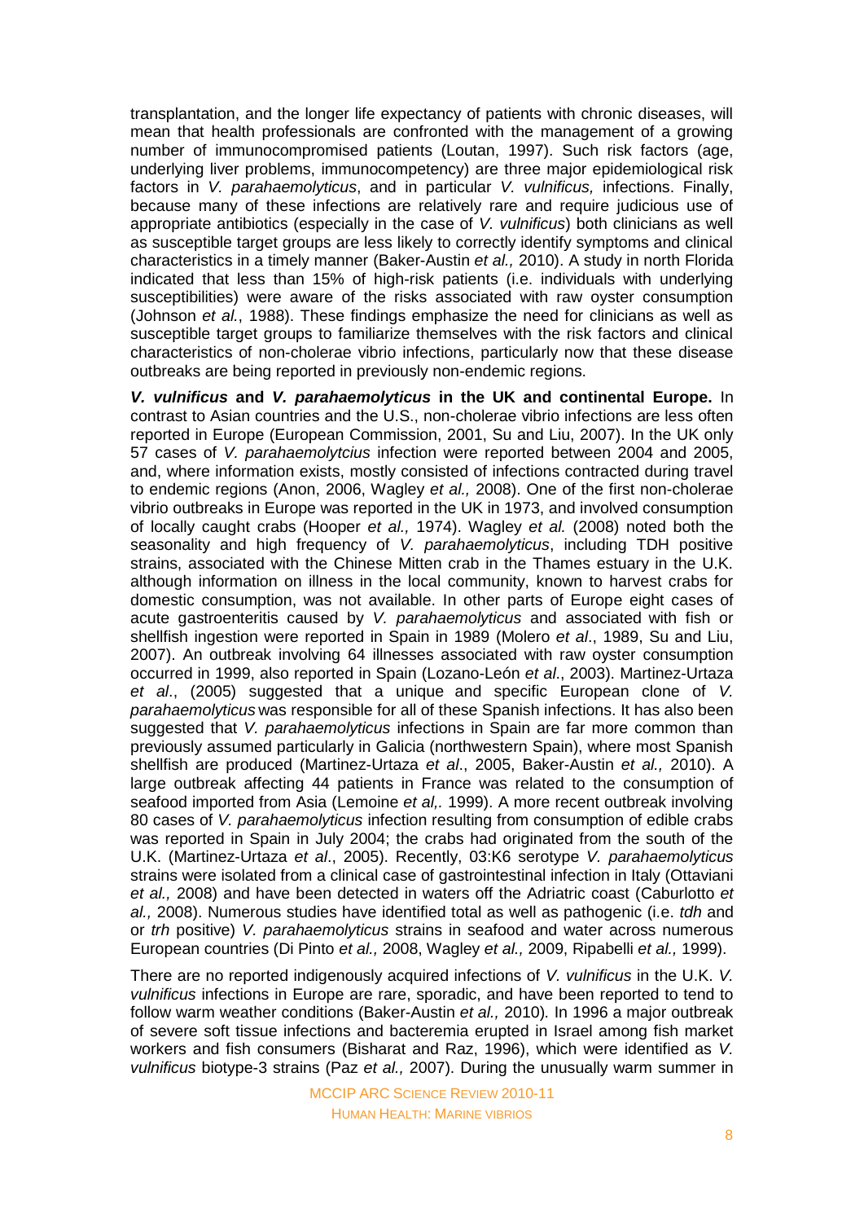transplantation, and the longer life expectancy of patients with chronic diseases, will mean that health professionals are confronted with the management of a growing number of immunocompromised patients (Loutan, 1997). Such risk factors (age, underlying liver problems, immunocompetency) are three major epidemiological risk factors in *V. parahaemolyticus*, and in particular *V. vulnificus,* infections. Finally, because many of these infections are relatively rare and require judicious use of appropriate antibiotics (especially in the case of *V. vulnificus*) both clinicians as well as susceptible target groups are less likely to correctly identify symptoms and clinical characteristics in a timely manner (Baker-Austin *et al.,* 2010). A study in north Florida indicated that less than 15% of high-risk patients (i.e. individuals with underlying susceptibilities) were aware of the risks associated with raw oyster consumption (Johnson *et al.*, 1988). These findings emphasize the need for clinicians as well as susceptible target groups to familiarize themselves with the risk factors and clinical characteristics of non-cholerae vibrio infections, particularly now that these disease outbreaks are being reported in previously non-endemic regions.

***V. vulnificus* and *V. parahaemolyticus* in the UK and continental Europe.** In contrast to Asian countries and the U.S., non-cholerae vibrio infections are less often reported in Europe (European Commission, 2001, Su and Liu, 2007). In the UK only 57 cases of *V. parahaemolytcius* infection were reported between 2004 and 2005, and, where information exists, mostly consisted of infections contracted during travel to endemic regions (Anon, 2006, Wagley *et al.,* 2008). One of the first non-cholerae vibrio outbreaks in Europe was reported in the UK in 1973, and involved consumption of locally caught crabs (Hooper *et al.,* 1974). Wagley *et al.* (2008) noted both the seasonality and high frequency of *V. parahaemolyticus*, including TDH positive strains, associated with the Chinese Mitten crab in the Thames estuary in the U.K. although information on illness in the local community, known to harvest crabs for domestic consumption, was not available. In other parts of Europe eight cases of acute gastroenteritis caused by *V. parahaemolyticus* and associated with fish or shellfish ingestion were reported in Spain in 1989 (Molero *et al*., 1989, Su and Liu, 2007). An outbreak involving 64 illnesses associated with raw oyster consumption occurred in 1999, also reported in Spain (Lozano-León *et al*., 2003). Martinez-Urtaza *et al*., (2005) suggested that a unique and specific European clone of *V. parahaemolyticus* was responsible for all of these Spanish infections. It has also been suggested that *V. parahaemolyticus* infections in Spain are far more common than previously assumed particularly in Galicia (northwestern Spain), where most Spanish shellfish are produced (Martinez-Urtaza *et al*., 2005, Baker-Austin *et al.,* 2010). A large outbreak affecting 44 patients in France was related to the consumption of seafood imported from Asia (Lemoine *et al,.* 1999). A more recent outbreak involving 80 cases of *V. parahaemolyticus* infection resulting from consumption of edible crabs was reported in Spain in July 2004; the crabs had originated from the south of the U.K. (Martinez-Urtaza *et al*., 2005). Recently, 03:K6 serotype *V. parahaemolyticus* strains were isolated from a clinical case of gastrointestinal infection in Italy (Ottaviani *et al.,* 2008) and have been detected in waters off the Adriatic coast (Caburlotto *et al.,* 2008). Numerous studies have identified total as well as pathogenic (i.e. *tdh* and or *trh* positive) *V. parahaemolyticus* strains in seafood and water across numerous European countries (Di Pinto *et al.,* 2008, Wagley *et al.,* 2009, Ripabelli *et al.,* 1999).

There are no reported indigenously acquired infections of *V. vulnificus* in the U.K. *V. vulnificus* infections in Europe are rare, sporadic, and have been reported to tend to follow warm weather conditions (Baker-Austin *et al.,* 2010). In 1996 a major outbreak of severe soft tissue infections and bacteremia erupted in Israel among fish market workers and fish consumers (Bisharat and Raz, 1996), which were identified as *V. vulnificus* biotype-3 strains (Paz *et al.,* 2007). During the unusually warm summer in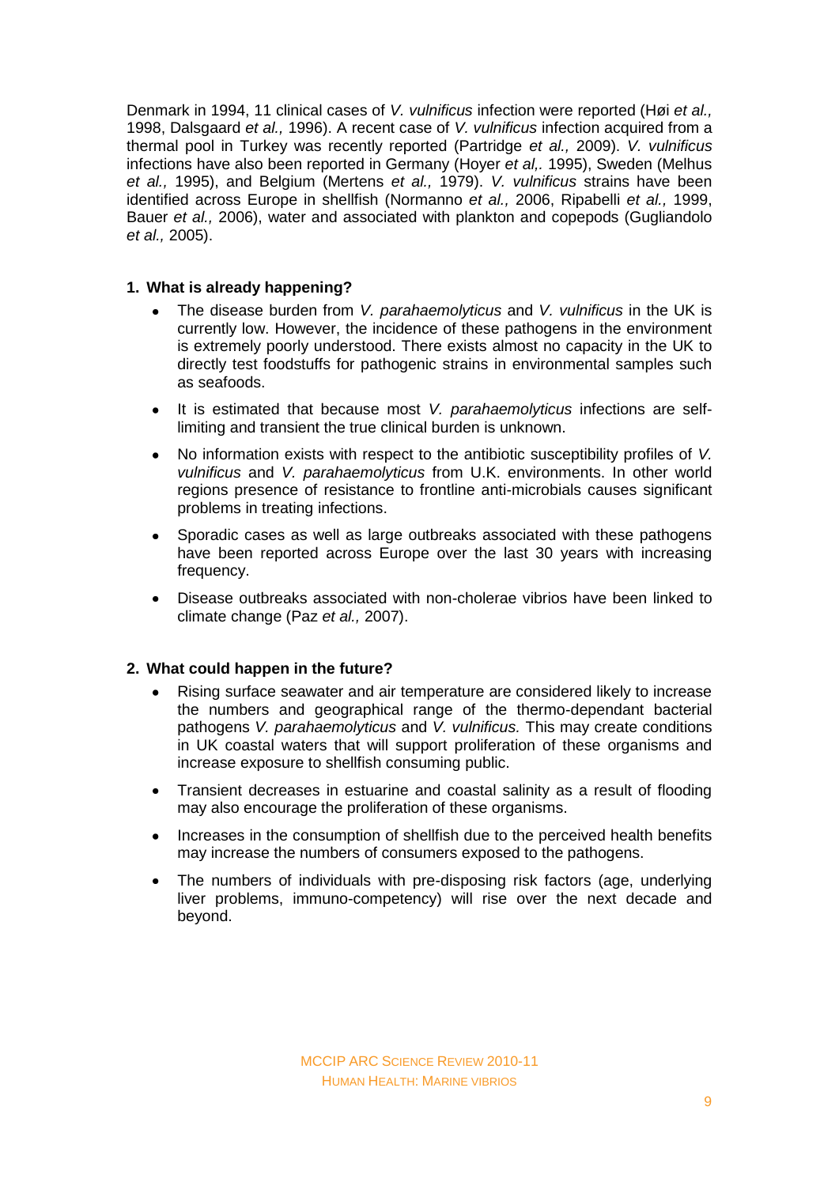Denmark in 1994, 11 clinical cases of *V. vulnificus* infection were reported (Høi *et al.,* 1998, Dalsgaard *et al.,* 1996). A recent case of *V. vulnificus* infection acquired from a thermal pool in Turkey was recently reported (Partridge *et al.,* 2009). *V. vulnificus* infections have also been reported in Germany (Hoyer *et al,.* 1995), Sweden (Melhus *et al.,* 1995), and Belgium (Mertens *et al.,* 1979). *V. vulnificus* strains have been identified across Europe in shellfish (Normanno *et al.,* 2006, Ripabelli *et al.,* 1999, Bauer *et al.,* 2006), water and associated with plankton and copepods (Gugliandolo *et al.,* 2005).

**1. What is already happening?**

- The disease burden from *V. parahaemolyticus* and *V. vulnificus* in the UK is currently low. However, the incidence of these pathogens in the environment is extremely poorly understood. There exists almost no capacity in the UK to directly test foodstuffs for pathogenic strains in environmental samples such as seafoods.
- It is estimated that because most *V. parahaemolyticus* infections are self-limiting and transient the true clinical burden is unknown.
- No information exists with respect to the antibiotic susceptibility profiles of *V. vulnificus* and *V. parahaemolyticus* from U.K. environments. In other world regions presence of resistance to frontline anti-microbials causes significant problems in treating infections.
- Sporadic cases as well as large outbreaks associated with these pathogens have been reported across Europe over the last 30 years with increasing frequency.
- Disease outbreaks associated with non-cholerae vibrios have been linked to climate change (Paz *et al.,* 2007).

**2. What could happen in the future?**

- Rising surface seawater and air temperature are considered likely to increase the numbers and geographical range of the thermo-dependant bacterial pathogens *V. parahaemolyticus* and *V. vulnificus.* This may create conditions in UK coastal waters that will support proliferation of these organisms and increase exposure to shellfish consuming public.
- Transient decreases in estuarine and coastal salinity as a result of flooding may also encourage the proliferation of these organisms.
- Increases in the consumption of shellfish due to the perceived health benefits may increase the numbers of consumers exposed to the pathogens.
- The numbers of individuals with pre-disposing risk factors (age, underlying liver problems, immuno-competency) will rise over the next decade and beyond.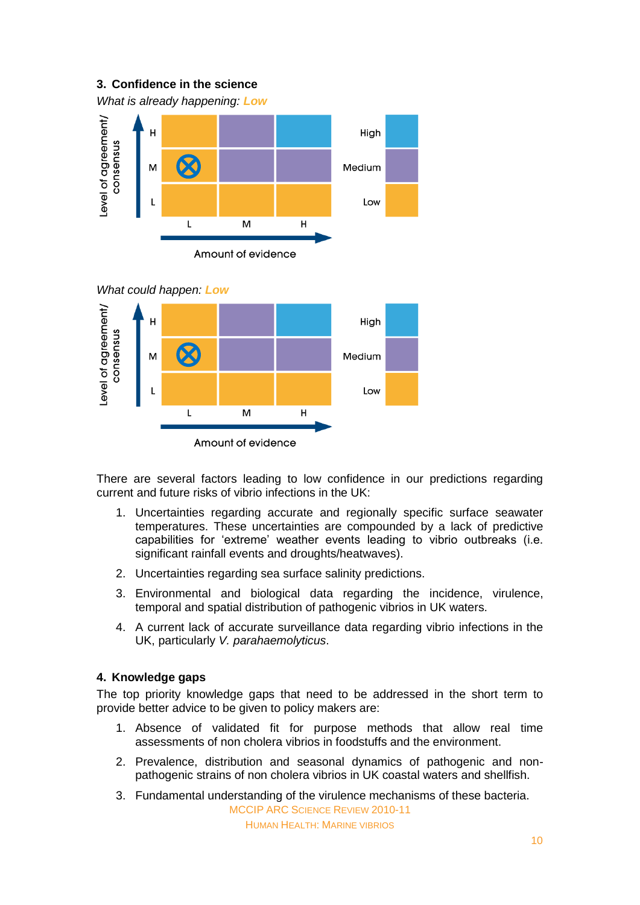## 3. Confidence in the science

*What is already happening:* **Low**

*What could happen:* **Low**

There are several factors leading to low confidence in our predictions regarding current and future risks of vibrio infections in the UK:

1. Uncertainties regarding accurate and regionally specific surface seawater temperatures. These uncertainties are compounded by a lack of predictive capabilities for ‘extreme’ weather events leading to vibrio outbreaks (i.e. significant rainfall events and droughts/heatwaves).
2. Uncertainties regarding sea surface salinity predictions.
3. Environmental and biological data regarding the incidence, virulence, temporal and spatial distribution of pathogenic vibrios in UK waters.
4. A current lack of accurate surveillance data regarding vibrio infections in the UK, particularly *V. parahaemolyticus*.

## 4. Knowledge gaps

The top priority knowledge gaps that need to be addressed in the short term to provide better advice to be given to policy makers are:

1. Absence of validated fit for purpose methods that allow real time assessments of non cholera vibrios in foodstuffs and the environment.
2. Prevalence, distribution and seasonal dynamics of pathogenic and non-pathogenic strains of non cholera vibrios in UK coastal waters and shellfish.
3. Fundamental understanding of the virulence mechanisms of these bacteria.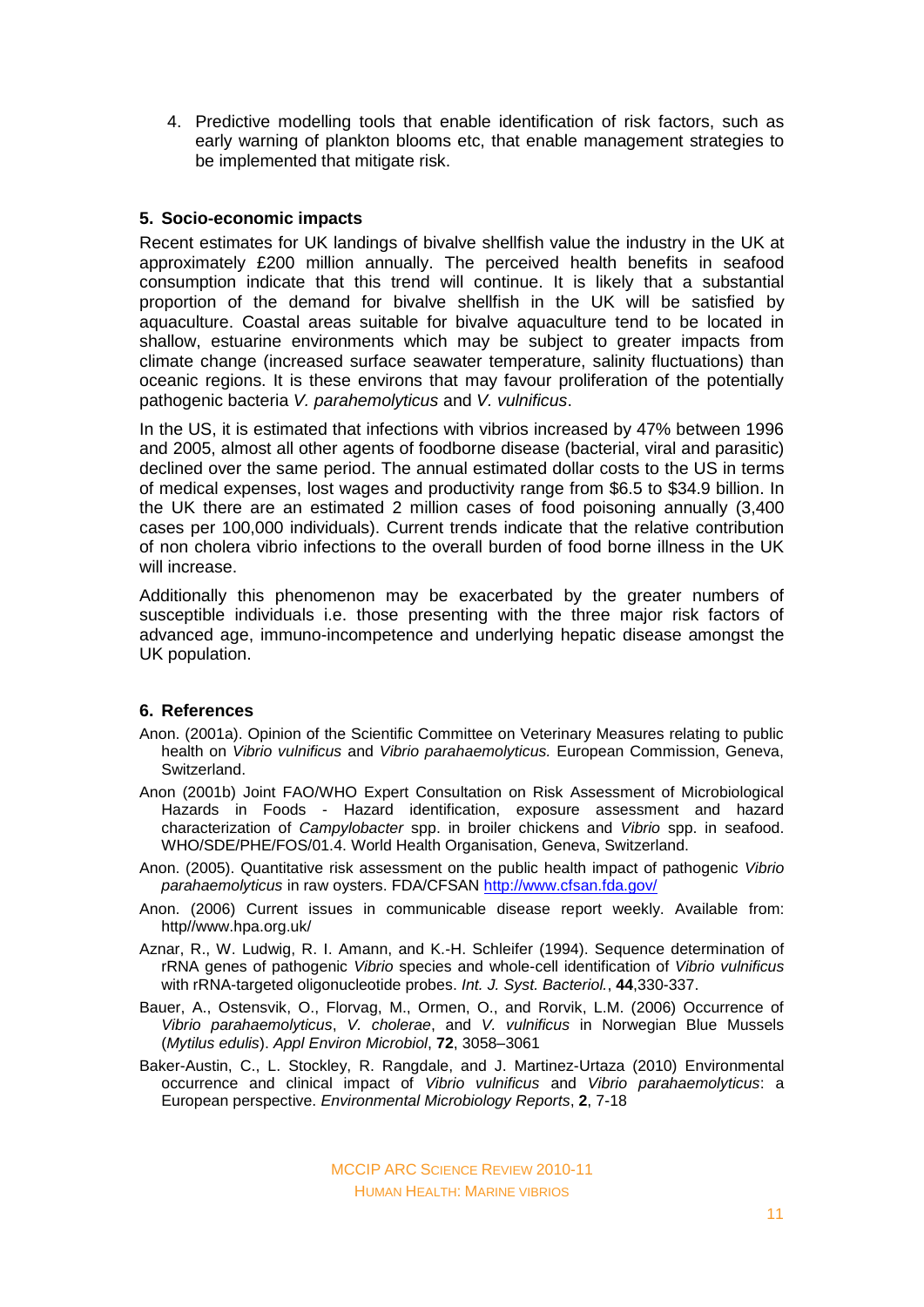4. Predictive modelling tools that enable identification of risk factors, such as early warning of plankton blooms etc, that enable management strategies to be implemented that mitigate risk.

## 5. Socio-economic impacts

Recent estimates for UK landings of bivalve shellfish value the industry in the UK at approximately £200 million annually. The perceived health benefits in seafood consumption indicate that this trend will continue. It is likely that a substantial proportion of the demand for bivalve shellfish in the UK will be satisfied by aquaculture. Coastal areas suitable for bivalve aquaculture tend to be located in shallow, estuarine environments which may be subject to greater impacts from climate change (increased surface seawater temperature, salinity fluctuations) than oceanic regions. It is these environs that may favour proliferation of the potentially pathogenic bacteria *V. parahemolyticus* and *V. vulnificus*.

In the US, it is estimated that infections with vibrios increased by 47% between 1996 and 2005, almost all other agents of foodborne disease (bacterial, viral and parasitic) declined over the same period. The annual estimated dollar costs to the US in terms of medical expenses, lost wages and productivity range from $6.5 to $34.9 billion. In the UK there are an estimated 2 million cases of food poisoning annually (3,400 cases per 100,000 individuals). Current trends indicate that the relative contribution of non cholera vibrio infections to the overall burden of food borne illness in the UK will increase.

Additionally this phenomenon may be exacerbated by the greater numbers of susceptible individuals i.e. those presenting with the three major risk factors of advanced age, immuno-incompetence and underlying hepatic disease amongst the UK population.

## 6. References

Anon. (2001a). Opinion of the Scientific Committee on Veterinary Measures relating to public health on *Vibrio vulnificus* and *Vibrio parahaemolyticus.* European Commission, Geneva, Switzerland.

Anon (2001b) Joint FAO/WHO Expert Consultation on Risk Assessment of Microbiological Hazards in Foods - Hazard identification, exposure assessment and hazard characterization of *Campylobacter* spp. in broiler chickens and *Vibrio* spp. in seafood. WHO/SDE/PHE/FOS/01.4. World Health Organisation, Geneva, Switzerland.

Anon. (2005). Quantitative risk assessment on the public health impact of pathogenic *Vibrio parahaemolyticus* in raw oysters. FDA/CFSAN http://www.cfsan.fda.gov/

Anon. (2006) Current issues in communicable disease report weekly. Available from: http//www.hpa.org.uk/

Aznar, R., W. Ludwig, R. I. Amann, and K.-H. Schleifer (1994). Sequence determination of rRNA genes of pathogenic *Vibrio* species and whole-cell identification of *Vibrio vulnificus* with rRNA-targeted oligonucleotide probes. *Int. J. Syst. Bacteriol.*, **44**,330-337.

Bauer, A., Ostensvik, O., Florvag, M., Ormen, O., and Rorvik, L.M. (2006) Occurrence of *Vibrio parahaemolyticus*, *V. cholerae*, and *V. vulnificus* in Norwegian Blue Mussels (*Mytilus edulis*). *Appl Environ Microbiol*, **72**, 3058–3061

Baker-Austin, C., L. Stockley, R. Rangdale, and J. Martinez-Urtaza (2010) Environmental occurrence and clinical impact of *Vibrio vulnificus* and *Vibrio parahaemolyticus*: a European perspective. *Environmental Microbiology Reports*, **2**, 7-18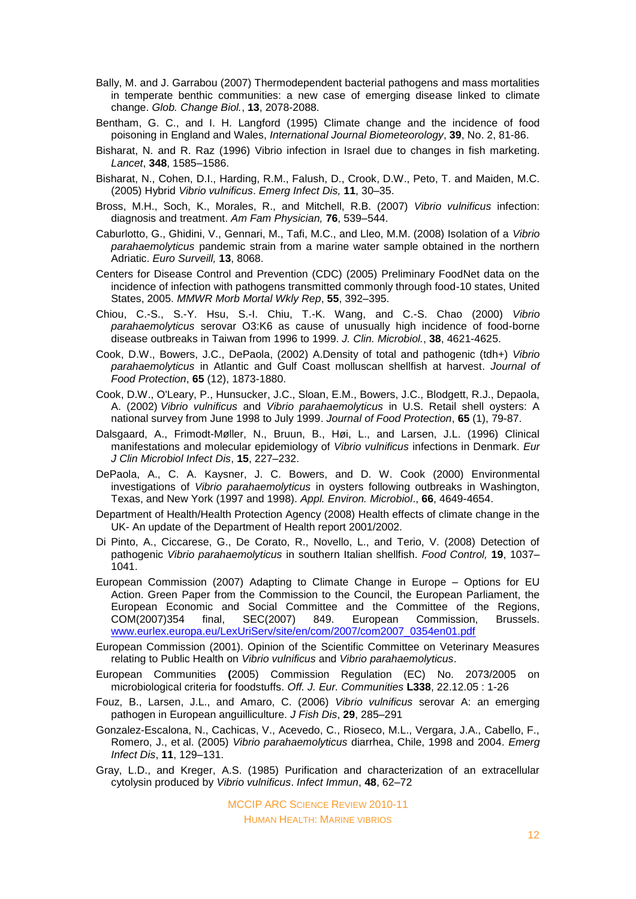Bally, M. and J. Garrabou (2007) Thermodependent bacterial pathogens and mass mortalities in temperate benthic communities: a new case of emerging disease linked to climate change. *Glob. Change Biol.*, **13**, 2078-2088.

Bentham, G. C., and I. H. Langford (1995) Climate change and the incidence of food poisoning in England and Wales, *International Journal Biometeorology*, **39**, No. 2, 81-86.

Bisharat, N. and R. Raz (1996) Vibrio infection in Israel due to changes in fish marketing. *Lancet*, **348**, 1585–1586.

Bisharat, N., Cohen, D.I., Harding, R.M., Falush, D., Crook, D.W., Peto, T. and Maiden, M.C. (2005) Hybrid *Vibrio vulnificus*. *Emerg Infect Dis,* **11**, 30–35.

Bross, M.H., Soch, K., Morales, R., and Mitchell, R.B. (2007) *Vibrio vulnificus* infection: diagnosis and treatment. *Am Fam Physician,* **76**, 539–544.

Caburlotto, G., Ghidini, V., Gennari, M., Tafi, M.C., and Lleo, M.M. (2008) Isolation of a *Vibrio parahaemolyticus* pandemic strain from a marine water sample obtained in the northern Adriatic. *Euro Surveill,* **13**, 8068.

Centers for Disease Control and Prevention (CDC) (2005) Preliminary FoodNet data on the incidence of infection with pathogens transmitted commonly through food-10 states, United States, 2005. *MMWR Morb Mortal Wkly Rep*, **55**, 392–395.

Chiou, C.-S., S.-Y. Hsu, S.-I. Chiu, T.-K. Wang, and C.-S. Chao (2000) *Vibrio parahaemolyticus* serovar O3:K6 as cause of unusually high incidence of food-borne disease outbreaks in Taiwan from 1996 to 1999. *J. Clin. Microbiol.*, **38**, 4621-4625.

Cook, D.W., Bowers, J.C., DePaola, (2002) A.Density of total and pathogenic (tdh+) *Vibrio parahaemolyticus* in Atlantic and Gulf Coast molluscan shellfish at harvest. *Journal of Food Protection*, **65** (12), 1873-1880.

Cook, D.W., O'Leary, P., Hunsucker, J.C., Sloan, E.M., Bowers, J.C., Blodgett, R.J., Depaola, A. (2002) *Vibrio vulnificus* and *Vibrio parahaemolyticus* in U.S. Retail shell oysters: A national survey from June 1998 to July 1999. *Journal of Food Protection*, **65** (1), 79-87.

Dalsgaard, A., Frimodt-Møller, N., Bruun, B., Høi, L., and Larsen, J.L. (1996) Clinical manifestations and molecular epidemiology of *Vibrio vulnificus* infections in Denmark. *Eur J Clin Microbiol Infect Dis*, **15**, 227–232.

DePaola, A., C. A. Kaysner, J. C. Bowers, and D. W. Cook (2000) Environmental investigations of *Vibrio parahaemolyticus* in oysters following outbreaks in Washington, Texas, and New York (1997 and 1998). *Appl. Environ. Microbiol*., **66**, 4649-4654.

Department of Health/Health Protection Agency (2008) Health effects of climate change in the UK- An update of the Department of Health report 2001/2002.

Di Pinto, A., Ciccarese, G., De Corato, R., Novello, L., and Terio, V. (2008) Detection of pathogenic *Vibrio parahaemolyticus* in southern Italian shellfish. *Food Control,* **19**, 1037–1041.

European Commission (2007) Adapting to Climate Change in Europe – Options for EU Action. Green Paper from the Commission to the Council, the European Parliament, the European Economic and Social Committee and the Committee of the Regions, COM(2007)354 final, SEC(2007) 849. European Commission, Brussels. www.eurlex.europa.eu/LexUriServ/site/en/com/2007/com2007_0354en01.pdf

European Commission (2001). Opinion of the Scientific Committee on Veterinary Measures relating to Public Health on *Vibrio vulnificus* and *Vibrio parahaemolyticus*.

European Communities **(**2005) Commission Regulation (EC) No. 2073/2005 on microbiological criteria for foodstuffs. *Off. J. Eur. Communities* **L338**, 22.12.05 : 1-26

Fouz, B., Larsen, J.L., and Amaro, C. (2006) *Vibrio vulnificus* serovar A: an emerging pathogen in European anguilliculture. *J Fish Dis*, **29**, 285–291

Gonzalez-Escalona, N., Cachicas, V., Acevedo, C., Rioseco, M.L., Vergara, J.A., Cabello, F., Romero, J., et al. (2005) *Vibrio parahaemolyticus* diarrhea, Chile, 1998 and 2004. *Emerg Infect Dis*, **11**, 129–131.

Gray, L.D., and Kreger, A.S. (1985) Purification and characterization of an extracellular cytolysin produced by *Vibrio vulnificus*. *Infect Immun*, **48**, 62–72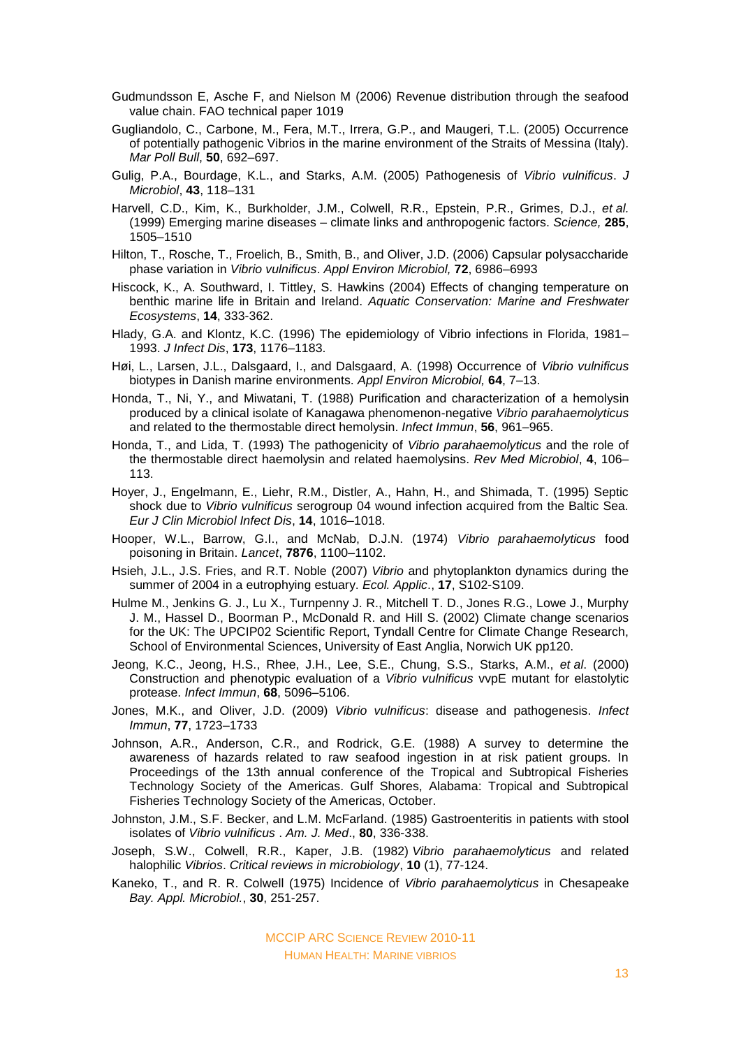Gudmundsson E, Asche F, and Nielson M (2006) Revenue distribution through the seafood value chain. FAO technical paper 1019

Gugliandolo, C., Carbone, M., Fera, M.T., Irrera, G.P., and Maugeri, T.L. (2005) Occurrence of potentially pathogenic Vibrios in the marine environment of the Straits of Messina (Italy). *Mar Poll Bull*, **50**, 692–697.

Gulig, P.A., Bourdage, K.L., and Starks, A.M. (2005) Pathogenesis of *Vibrio vulnificus*. *J Microbiol*, **43**, 118–131

Harvell, C.D., Kim, K., Burkholder, J.M., Colwell, R.R., Epstein, P.R., Grimes, D.J., *et al.* (1999) Emerging marine diseases – climate links and anthropogenic factors. *Science,* **285**, 1505–1510

Hilton, T., Rosche, T., Froelich, B., Smith, B., and Oliver, J.D. (2006) Capsular polysaccharide phase variation in *Vibrio vulnificus*. *Appl Environ Microbiol,* **72**, 6986–6993

Hiscock, K., A. Southward, I. Tittley, S. Hawkins (2004) Effects of changing temperature on benthic marine life in Britain and Ireland. *Aquatic Conservation: Marine and Freshwater Ecosystems*, **14**, 333-362.

Hlady, G.A. and Klontz, K.C. (1996) The epidemiology of Vibrio infections in Florida, 1981–1993. *J Infect Dis*, **173**, 1176–1183.

Høi, L., Larsen, J.L., Dalsgaard, I., and Dalsgaard, A. (1998) Occurrence of *Vibrio vulnificus* biotypes in Danish marine environments. *Appl Environ Microbiol,* **64**, 7–13.

Honda, T., Ni, Y., and Miwatani, T. (1988) Purification and characterization of a hemolysin produced by a clinical isolate of Kanagawa phenomenon-negative *Vibrio parahaemolyticus* and related to the thermostable direct hemolysin. *Infect Immun*, **56**, 961–965.

Honda, T., and Lida, T. (1993) The pathogenicity of *Vibrio parahaemolyticus* and the role of the thermostable direct haemolysin and related haemolysins. *Rev Med Microbiol*, **4**, 106–113.

Hoyer, J., Engelmann, E., Liehr, R.M., Distler, A., Hahn, H., and Shimada, T. (1995) Septic shock due to *Vibrio vulnificus* serogroup 04 wound infection acquired from the Baltic Sea. *Eur J Clin Microbiol Infect Dis*, **14**, 1016–1018.

Hooper, W.L., Barrow, G.I., and McNab, D.J.N. (1974) *Vibrio parahaemolyticus* food poisoning in Britain. *Lancet*, **7876**, 1100–1102.

Hsieh, J.L., J.S. Fries, and R.T. Noble (2007) *Vibrio* and phytoplankton dynamics during the summer of 2004 in a eutrophying estuary. *Ecol. Applic*., **17**, S102-S109.

Hulme M., Jenkins G. J., Lu X., Turnpenny J. R., Mitchell T. D., Jones R.G., Lowe J., Murphy J. M., Hassel D., Boorman P., McDonald R. and Hill S. (2002) Climate change scenarios for the UK: The UPCIP02 Scientific Report, Tyndall Centre for Climate Change Research, School of Environmental Sciences, University of East Anglia, Norwich UK pp120.

Jeong, K.C., Jeong, H.S., Rhee, J.H., Lee, S.E., Chung, S.S., Starks, A.M., *et al*. (2000) Construction and phenotypic evaluation of a *Vibrio vulnificus* vvpE mutant for elastolytic protease. *Infect Immun*, **68**, 5096–5106.

Jones, M.K., and Oliver, J.D. (2009) *Vibrio vulnificus*: disease and pathogenesis. *Infect Immun*, **77**, 1723–1733

Johnson, A.R., Anderson, C.R., and Rodrick, G.E. (1988) A survey to determine the awareness of hazards related to raw seafood ingestion in at risk patient groups. In Proceedings of the 13th annual conference of the Tropical and Subtropical Fisheries Technology Society of the Americas. Gulf Shores, Alabama: Tropical and Subtropical Fisheries Technology Society of the Americas, October.

Johnston, J.M., S.F. Becker, and L.M. McFarland. (1985) Gastroenteritis in patients with stool isolates of *Vibrio vulnificus* . *Am. J. Med*., **80**, 336-338.

Joseph, S.W., Colwell, R.R., Kaper, J.B. (1982) *Vibrio parahaemolyticus* and related halophilic *Vibrios*. *Critical reviews in microbiology*, **10** (1), 77-124.

Kaneko, T., and R. R. Colwell (1975) Incidence of *Vibrio parahaemolyticus* in Chesapeake *Bay. Appl. Microbiol.*, **30**, 251-257.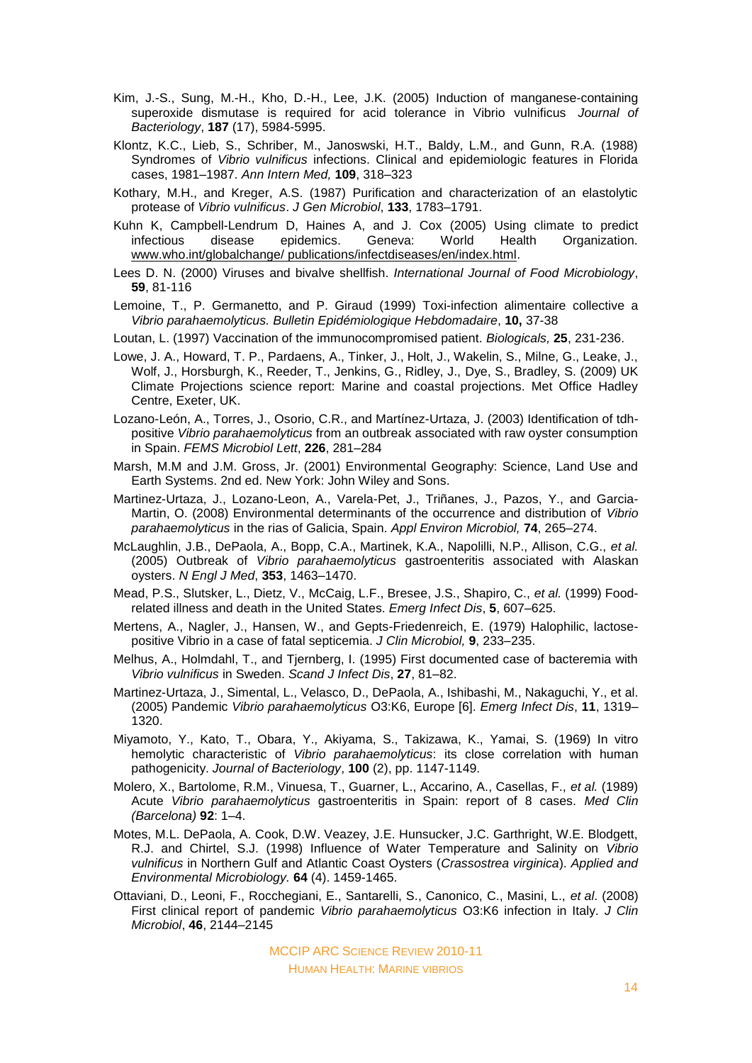Kim, J.-S., Sung, M.-H., Kho, D.-H., Lee, J.K. (2005) Induction of manganese-containing superoxide dismutase is required for acid tolerance in Vibrio vulnificus *Journal of Bacteriology*, **187** (17), 5984-5995.

Klontz, K.C., Lieb, S., Schriber, M., Janoswski, H.T., Baldy, L.M., and Gunn, R.A. (1988) Syndromes of *Vibrio vulnificus* infections. Clinical and epidemiologic features in Florida cases, 1981–1987. *Ann Intern Med,* **109**, 318–323

Kothary, M.H., and Kreger, A.S. (1987) Purification and characterization of an elastolytic protease of *Vibrio vulnificus*. *J Gen Microbiol*, **133**, 1783–1791.

Kuhn K, Campbell-Lendrum D, Haines A, and J. Cox (2005) Using climate to predict infectious disease epidemics. Geneva: World Health Organization. www.who.int/globalchange/ publications/infectdiseases/en/index.html.

Lees D. N. (2000) Viruses and bivalve shellfish. *International Journal of Food Microbiology*, **59**, 81-116

Lemoine, T., P. Germanetto, and P. Giraud (1999) Toxi-infection alimentaire collective a *Vibrio parahaemolyticus. Bulletin Epidémiologique Hebdomadaire*, **10,** 37-38

Loutan, L. (1997) Vaccination of the immunocompromised patient. *Biologicals,* **25**, 231-236.

Lowe, J. A., Howard, T. P., Pardaens, A., Tinker, J., Holt, J., Wakelin, S., Milne, G., Leake, J., Wolf, J., Horsburgh, K., Reeder, T., Jenkins, G., Ridley, J., Dye, S., Bradley, S. (2009) UK Climate Projections science report: Marine and coastal projections. Met Office Hadley Centre, Exeter, UK.

Lozano-León, A., Torres, J., Osorio, C.R., and Martínez-Urtaza, J. (2003) Identification of tdh-positive *Vibrio parahaemolyticus* from an outbreak associated with raw oyster consumption in Spain. *FEMS Microbiol Lett*, **226**, 281–284

Marsh, M.M and J.M. Gross, Jr. (2001) Environmental Geography: Science, Land Use and Earth Systems. 2nd ed. New York: John Wiley and Sons.

Martinez-Urtaza, J., Lozano-Leon, A., Varela-Pet, J., Triñanes, J., Pazos, Y., and Garcia-Martin, O. (2008) Environmental determinants of the occurrence and distribution of *Vibrio parahaemolyticus* in the rias of Galicia, Spain. *Appl Environ Microbiol,* **74**, 265–274.

McLaughlin, J.B., DePaola, A., Bopp, C.A., Martinek, K.A., Napolilli, N.P., Allison, C.G., *et al.* (2005) Outbreak of *Vibrio parahaemolyticus* gastroenteritis associated with Alaskan oysters. *N Engl J Med*, **353**, 1463–1470.

Mead, P.S., Slutsker, L., Dietz, V., McCaig, L.F., Bresee, J.S., Shapiro, C., *et al.* (1999) Food-related illness and death in the United States. *Emerg Infect Dis*, **5**, 607–625.

Mertens, A., Nagler, J., Hansen, W., and Gepts-Friedenreich, E. (1979) Halophilic, lactose-positive Vibrio in a case of fatal septicemia. *J Clin Microbiol,* **9**, 233–235.

Melhus, A., Holmdahl, T., and Tjernberg, I. (1995) First documented case of bacteremia with *Vibrio vulnificus* in Sweden. *Scand J Infect Dis*, **27**, 81–82.

Martinez-Urtaza, J., Simental, L., Velasco, D., DePaola, A., Ishibashi, M., Nakaguchi, Y., et al. (2005) Pandemic *Vibrio parahaemolyticus* O3:K6, Europe [6]. *Emerg Infect Dis*, **11**, 1319–1320.

Miyamoto, Y., Kato, T., Obara, Y., Akiyama, S., Takizawa, K., Yamai, S. (1969) In vitro hemolytic characteristic of *Vibrio parahaemolyticus*: its close correlation with human pathogenicity. *Journal of Bacteriology*, **100** (2), pp. 1147-1149.

Molero, X., Bartolome, R.M., Vinuesa, T., Guarner, L., Accarino, A., Casellas, F., *et al.* (1989) Acute *Vibrio parahaemolyticus* gastroenteritis in Spain: report of 8 cases. *Med Clin (Barcelona)* **92**: 1–4.

Motes, M.L. DePaola, A. Cook, D.W. Veazey, J.E. Hunsucker, J.C. Garthright, W.E. Blodgett, R.J. and Chirtel, S.J. (1998) Influence of Water Temperature and Salinity on *Vibrio vulnificus* in Northern Gulf and Atlantic Coast Oysters (*Crassostrea virginica*). *Applied and Environmental Microbiology.* **64** (4). 1459-1465.

Ottaviani, D., Leoni, F., Rocchegiani, E., Santarelli, S., Canonico, C., Masini, L., *et al*. (2008) First clinical report of pandemic *Vibrio parahaemolyticus* O3:K6 infection in Italy. *J Clin Microbiol*, **46**, 2144–2145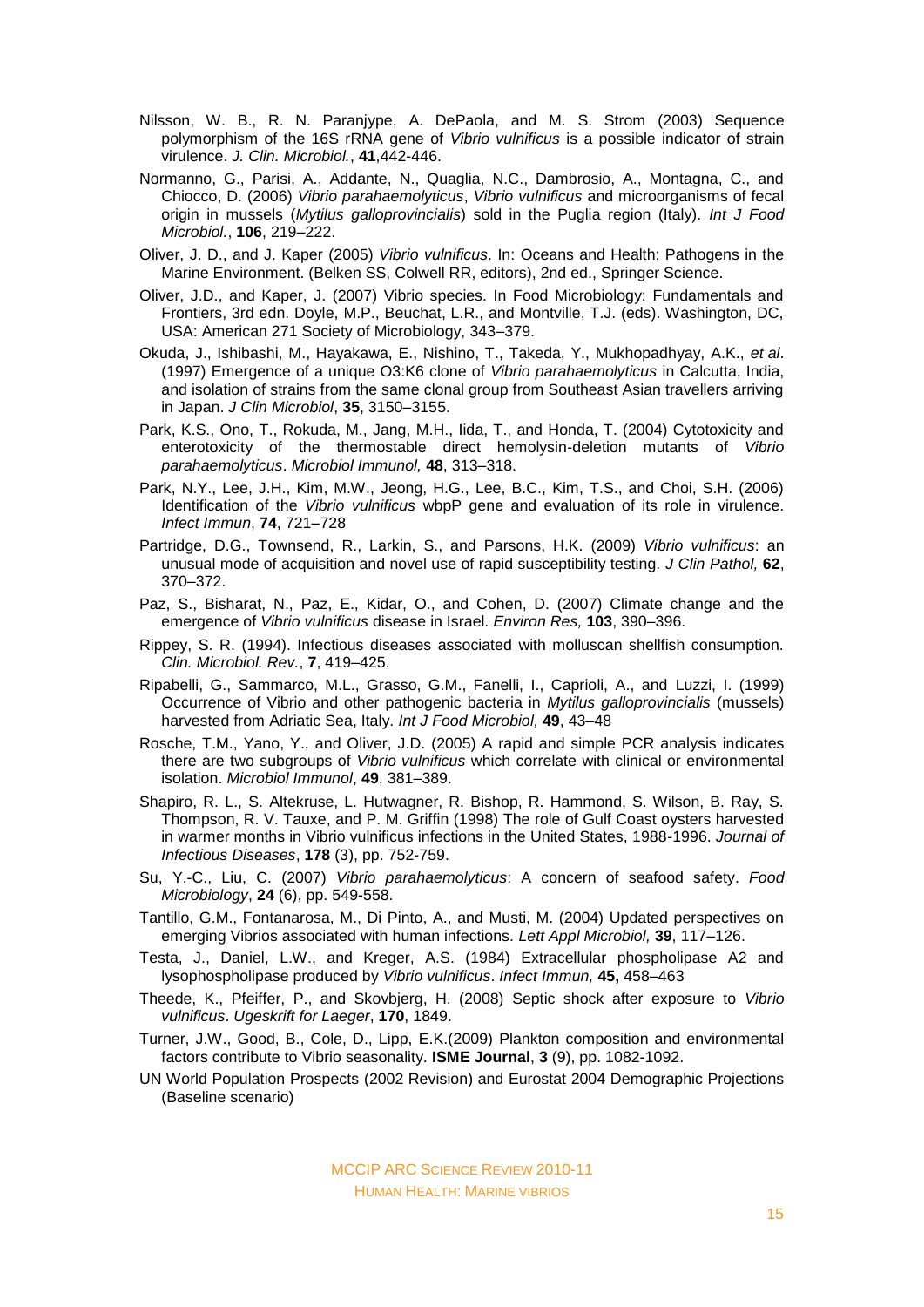Nilsson, W. B., R. N. Paranjype, A. DePaola, and M. S. Strom (2003) Sequence polymorphism of the 16S rRNA gene of *Vibrio vulnificus* is a possible indicator of strain virulence. *J. Clin. Microbiol.*, **41**,442-446.

Normanno, G., Parisi, A., Addante, N., Quaglia, N.C., Dambrosio, A., Montagna, C., and Chiocco, D. (2006) *Vibrio parahaemolyticus*, *Vibrio vulnificus* and microorganisms of fecal origin in mussels (*Mytilus galloprovincialis*) sold in the Puglia region (Italy). *Int J Food Microbiol.*, **106**, 219–222.

Oliver, J. D., and J. Kaper (2005) *Vibrio vulnificus*. In: Oceans and Health: Pathogens in the Marine Environment. (Belken SS, Colwell RR, editors), 2nd ed., Springer Science.

Oliver, J.D., and Kaper, J. (2007) Vibrio species. In Food Microbiology: Fundamentals and Frontiers, 3rd edn. Doyle, M.P., Beuchat, L.R., and Montville, T.J. (eds). Washington, DC, USA: American 271 Society of Microbiology, 343–379.

Okuda, J., Ishibashi, M., Hayakawa, E., Nishino, T., Takeda, Y., Mukhopadhyay, A.K., *et al*. (1997) Emergence of a unique O3:K6 clone of *Vibrio parahaemolyticus* in Calcutta, India, and isolation of strains from the same clonal group from Southeast Asian travellers arriving in Japan. *J Clin Microbiol*, **35**, 3150–3155.

Park, K.S., Ono, T., Rokuda, M., Jang, M.H., Iida, T., and Honda, T. (2004) Cytotoxicity and enterotoxicity of the thermostable direct hemolysin-deletion mutants of *Vibrio parahaemolyticus*. *Microbiol Immunol,* **48**, 313–318.

Park, N.Y., Lee, J.H., Kim, M.W., Jeong, H.G., Lee, B.C., Kim, T.S., and Choi, S.H. (2006) Identification of the *Vibrio vulnificus* wbpP gene and evaluation of its role in virulence. *Infect Immun*, **74**, 721–728

Partridge, D.G., Townsend, R., Larkin, S., and Parsons, H.K. (2009) *Vibrio vulnificus*: an unusual mode of acquisition and novel use of rapid susceptibility testing. *J Clin Pathol,* **62**, 370–372.

Paz, S., Bisharat, N., Paz, E., Kidar, O., and Cohen, D. (2007) Climate change and the emergence of *Vibrio vulnificus* disease in Israel. *Environ Res,* **103**, 390–396.

Rippey, S. R. (1994). Infectious diseases associated with molluscan shellfish consumption. *Clin. Microbiol. Rev.*, **7**, 419–425.

Ripabelli, G., Sammarco, M.L., Grasso, G.M., Fanelli, I., Caprioli, A., and Luzzi, I. (1999) Occurrence of Vibrio and other pathogenic bacteria in *Mytilus galloprovincialis* (mussels) harvested from Adriatic Sea, Italy. *Int J Food Microbiol,* **49**, 43–48

Rosche, T.M., Yano, Y., and Oliver, J.D. (2005) A rapid and simple PCR analysis indicates there are two subgroups of *Vibrio vulnificus* which correlate with clinical or environmental isolation. *Microbiol Immunol*, **49**, 381–389.

Shapiro, R. L., S. Altekruse, L. Hutwagner, R. Bishop, R. Hammond, S. Wilson, B. Ray, S. Thompson, R. V. Tauxe, and P. M. Griffin (1998) The role of Gulf Coast oysters harvested in warmer months in Vibrio vulnificus infections in the United States, 1988-1996. *Journal of Infectious Diseases*, **178** (3), pp. 752-759.

Su, Y.-C., Liu, C. (2007) *Vibrio parahaemolyticus*: A concern of seafood safety. *Food Microbiology*, **24** (6), pp. 549-558.

Tantillo, G.M., Fontanarosa, M., Di Pinto, A., and Musti, M. (2004) Updated perspectives on emerging Vibrios associated with human infections. *Lett Appl Microbiol,* **39**, 117–126.

Testa, J., Daniel, L.W., and Kreger, A.S. (1984) Extracellular phospholipase A2 and lysophospholipase produced by *Vibrio vulnificus*. *Infect Immun,* **45,** 458–463

Theede, K., Pfeiffer, P., and Skovbjerg, H. (2008) Septic shock after exposure to *Vibrio vulnificus*. *Ugeskrift for Laeger*, **170**, 1849.

Turner, J.W., Good, B., Cole, D., Lipp, E.K.(2009) Plankton composition and environmental factors contribute to Vibrio seasonality. **ISME Journal**, **3** (9), pp. 1082-1092.

UN World Population Prospects (2002 Revision) and Eurostat 2004 Demographic Projections (Baseline scenario)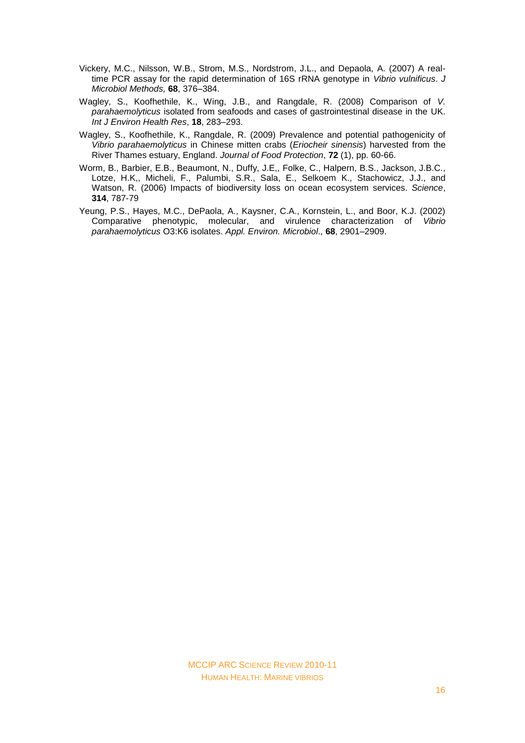Vickery, M.C., Nilsson, W.B., Strom, M.S., Nordstrom, J.L., and Depaola, A. (2007) A real-time PCR assay for the rapid determination of 16S rRNA genotype in *Vibrio vulnificus*. *J Microbiol Methods,* **68**, 376–384.

Wagley, S., Koofhethile, K., Wing, J.B., and Rangdale, R. (2008) Comparison of *V. parahaemolyticus* isolated from seafoods and cases of gastrointestinal disease in the UK. *Int J Environ Health Res*, **18**, 283–293.

Wagley, S., Koofhethile, K., Rangdale, R. (2009) Prevalence and potential pathogenicity of *Vibrio parahaemolyticus* in Chinese mitten crabs (*Eriocheir sinensis*) harvested from the River Thames estuary, England. *Journal of Food Protection*, **72** (1), pp. 60-66.

Worm, B., Barbier, E.B., Beaumont, N., Duffy, J.E,, Folke, C., Halpern, B.S., Jackson, J.B.C., Lotze, H.K,, Micheli, F., Palumbi, S.R., Sala, E., Selkoem K., Stachowicz, J.J., and Watson, R. (2006) Impacts of biodiversity loss on ocean ecosystem services. *Science*, **314**, 787-79

Yeung, P.S., Hayes, M.C., DePaola, A., Kaysner, C.A., Kornstein, L., and Boor, K.J. (2002) Comparative phenotypic, molecular, and virulence characterization of *Vibrio parahaemolyticus* O3:K6 isolates. *Appl. Environ. Microbiol*., **68**, 2901–2909.